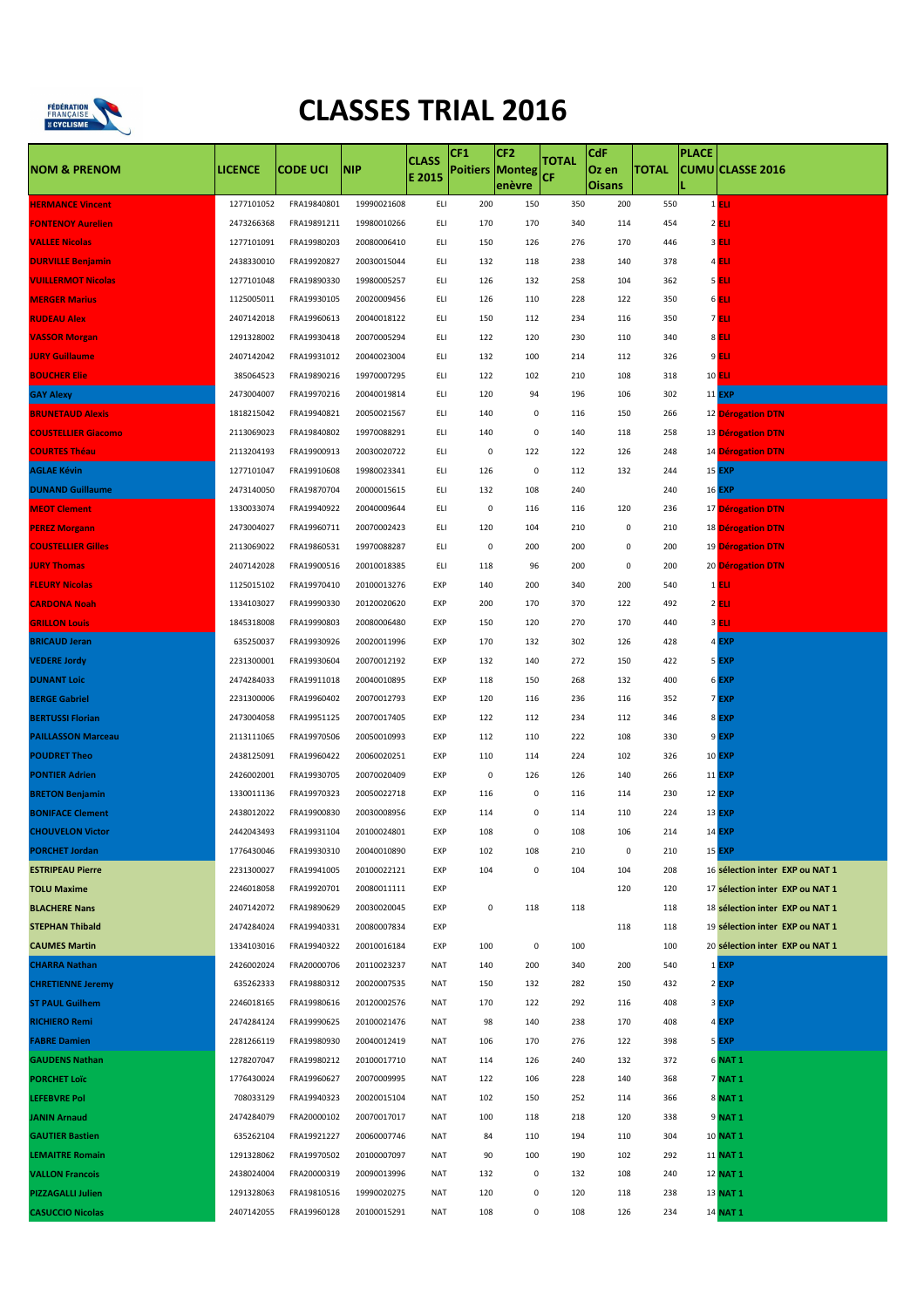# CLASSES TRIAL 2016

| NOM & PRENOM | LICENCE | CODE UCI | NIP | CLASSE 2015 | CF1 Poitiers | CF2 Montegenèvre | TOTAL CF | CdF Oz en Oisans | TOTAL | PLACE CUMUL | CLASSE 2016 |
|---|---|---|---|---|---|---|---|---|---|---|---|
| HERMANCE Vincent | 1277101052 | FRA19840801 | 19990021608 | ELI | 200 | 150 | 350 | 200 | 550 | 1 | ELI |
| FONTENOY Aurelien | 2473266368 | FRA19891211 | 19980010266 | ELI | 170 | 170 | 340 | 114 | 454 | 2 | ELI |
| VALLEE Nicolas | 1277101091 | FRA19980203 | 20080006410 | ELI | 150 | 126 | 276 | 170 | 446 | 3 | ELI |
| DURVILLE Benjamin | 2438330010 | FRA19920827 | 20030015044 | ELI | 132 | 118 | 238 | 140 | 378 | 4 | ELI |
| VUILLERMOT Nicolas | 1277101048 | FRA19890330 | 19980005257 | ELI | 126 | 132 | 258 | 104 | 362 | 5 | ELI |
| MERGER Marius | 1125005011 | FRA19930105 | 20020009456 | ELI | 126 | 110 | 228 | 122 | 350 | 6 | ELI |
| RUDEAU Alex | 2407142018 | FRA19960613 | 20040018122 | ELI | 150 | 112 | 234 | 116 | 350 | 7 | ELI |
| VASSOR Morgan | 1291328002 | FRA19930418 | 20070005294 | ELI | 122 | 120 | 230 | 110 | 340 | 8 | ELI |
| JURY Guillaume | 2407142042 | FRA19931012 | 20040023004 | ELI | 132 | 100 | 214 | 112 | 326 | 9 | ELI |
| BOUCHER Elie | 385064523 | FRA19890216 | 19970007295 | ELI | 122 | 102 | 210 | 108 | 318 | 10 | ELI |
| GAY Alexy | 2473004007 | FRA19970216 | 20040019814 | ELI | 120 | 94 | 196 | 106 | 302 | 11 | EXP |
| BRUNETAUD Alexis | 1818215042 | FRA19940821 | 20050021567 | ELI | 140 | 0 | 116 | 150 | 266 | 12 | Dérogation DTN |
| COUSTELLIER Giacomo | 2113069023 | FRA19840802 | 19970088291 | ELI | 140 | 0 | 140 | 118 | 258 | 13 | Dérogation DTN |
| COURTES Théau | 2113204193 | FRA19900913 | 20030020722 | ELI | 0 | 122 | 122 | 126 | 248 | 14 | Dérogation DTN |
| AGLAE Kévin | 1277101047 | FRA19910608 | 19980023341 | ELI | 126 | 0 | 112 | 132 | 244 | 15 | EXP |
| DUNAND Guillaume | 2473140050 | FRA19870704 | 20000015615 | ELI | 132 | 108 | 240 | | 240 | 16 | EXP |
| MEOT Clement | 1330033074 | FRA19940922 | 20040009644 | ELI | 0 | 116 | 116 | 120 | 236 | 17 | Dérogation DTN |
| PEREZ Morgann | 2473004027 | FRA19960711 | 20070002423 | ELI | 120 | 104 | 210 | 0 | 210 | 18 | Dérogation DTN |
| COUSTELLIER Gilles | 2113069022 | FRA19860531 | 19970088287 | ELI | 0 | 200 | 200 | 0 | 200 | 19 | Dérogation DTN |
| JURY Thomas | 2407142028 | FRA19900516 | 20010018385 | ELI | 118 | 96 | 200 | 0 | 200 | 20 | Dérogation DTN |
| FLEURY Nicolas | 1125015102 | FRA19970410 | 20100013276 | EXP | 140 | 200 | 340 | 200 | 540 | 1 | ELI |
| CARDONA Noah | 1334103027 | FRA19990330 | 20120020620 | EXP | 200 | 170 | 370 | 122 | 492 | 2 | ELI |
| GRILLON Louis | 1845318008 | FRA19990803 | 20080006480 | EXP | 150 | 120 | 270 | 170 | 440 | 3 | ELI |
| BRICAUD Jeran | 635250037 | FRA19930926 | 20020011996 | EXP | 170 | 132 | 302 | 126 | 428 | 4 | EXP |
| VEDERE Jordy | 2231300001 | FRA19930604 | 20070012192 | EXP | 132 | 140 | 272 | 150 | 422 | 5 | EXP |
| DUNANT Loic | 2474284033 | FRA19911018 | 20040010895 | EXP | 118 | 150 | 268 | 132 | 400 | 6 | EXP |
| BERGE Gabriel | 2231300006 | FRA19960402 | 20070012793 | EXP | 120 | 116 | 236 | 116 | 352 | 7 | EXP |
| BERTUSSI Florian | 2473004058 | FRA19951125 | 20070017405 | EXP | 122 | 112 | 234 | 112 | 346 | 8 | EXP |
| PAILLASSON Marceau | 2113111065 | FRA19970506 | 20050010993 | EXP | 112 | 110 | 222 | 108 | 330 | 9 | EXP |
| POUDRET Theo | 2438125091 | FRA19960422 | 20060020251 | EXP | 110 | 114 | 224 | 102 | 326 | 10 | EXP |
| PONTIER Adrien | 2426002001 | FRA19930705 | 20070020409 | EXP | 0 | 126 | 126 | 140 | 266 | 11 | EXP |
| BRETON Benjamin | 1330011136 | FRA19970323 | 20050022718 | EXP | 116 | 0 | 116 | 114 | 230 | 12 | EXP |
| BONIFACE Clement | 2438012022 | FRA19900830 | 20030008956 | EXP | 114 | 0 | 114 | 110 | 224 | 13 | EXP |
| CHOUVELON Victor | 2442043493 | FRA19931104 | 20100024801 | EXP | 108 | 0 | 108 | 106 | 214 | 14 | EXP |
| PORCHET Jordan | 1776430046 | FRA19930310 | 20040010890 | EXP | 102 | 108 | 210 | 0 | 210 | 15 | EXP |
| ESTRIPEAU Pierre | 2231300027 | FRA19941005 | 20100022121 | EXP | 104 | 0 | 104 | 104 | 208 | 16 | sélection inter EXP ou NAT 1 |
| TOLU Maxime | 2246018058 | FRA19920701 | 20080011111 | EXP | | | | 120 | 120 | 17 | sélection inter EXP ou NAT 1 |
| BLACHERE Nans | 2407142072 | FRA19890629 | 20030020045 | EXP | 0 | 118 | 118 | | 118 | 18 | sélection inter EXP ou NAT 1 |
| STEPHAN Thibald | 2474284024 | FRA19940331 | 20080007834 | EXP | | | | 118 | 118 | 19 | sélection inter EXP ou NAT 1 |
| CAUMES Martin | 1334103016 | FRA19940322 | 20010016184 | EXP | 100 | 0 | 100 | | 100 | 20 | sélection inter EXP ou NAT 1 |
| CHARRA Nathan | 2426002024 | FRA20000706 | 20110023237 | NAT | 140 | 200 | 340 | 200 | 540 | 1 | EXP |
| CHRETIENNE Jeremy | 635262333 | FRA19880312 | 20020007535 | NAT | 150 | 132 | 282 | 150 | 432 | 2 | EXP |
| ST PAUL Guilhem | 2246018165 | FRA19980616 | 20120002576 | NAT | 170 | 122 | 292 | 116 | 408 | 3 | EXP |
| RICHIERO Remi | 2474284124 | FRA19990625 | 20100021476 | NAT | 98 | 140 | 238 | 170 | 408 | 4 | EXP |
| FABRE Damien | 2281266119 | FRA19980930 | 20040012419 | NAT | 106 | 170 | 276 | 122 | 398 | 5 | EXP |
| GAUDENS Nathan | 1278207047 | FRA19980212 | 20100017710 | NAT | 114 | 126 | 240 | 132 | 372 | 6 | NAT 1 |
| PORCHET Loïc | 1776430024 | FRA19960627 | 20070009995 | NAT | 122 | 106 | 228 | 140 | 368 | 7 | NAT 1 |
| LEFEBVRE Pol | 708033129 | FRA19940323 | 20020015104 | NAT | 102 | 150 | 252 | 114 | 366 | 8 | NAT 1 |
| JANIN Arnaud | 2474284079 | FRA20000102 | 20070017017 | NAT | 100 | 118 | 218 | 120 | 338 | 9 | NAT 1 |
| GAUTIER Bastien | 635262104 | FRA19921227 | 20060007746 | NAT | 84 | 110 | 194 | 110 | 304 | 10 | NAT 1 |
| LEMAITRE Romain | 1291328062 | FRA19970502 | 20100007097 | NAT | 90 | 100 | 190 | 102 | 292 | 11 | NAT 1 |
| VALLON Francois | 2438024004 | FRA20000319 | 20090013996 | NAT | 132 | 0 | 132 | 108 | 240 | 12 | NAT 1 |
| PIZZAGALLI Julien | 1291328063 | FRA19810516 | 19990020275 | NAT | 120 | 0 | 120 | 118 | 238 | 13 | NAT 1 |
| CASUCCIO Nicolas | 2407142055 | FRA19960128 | 20100015291 | NAT | 108 | 0 | 108 | 126 | 234 | 14 | NAT 1 |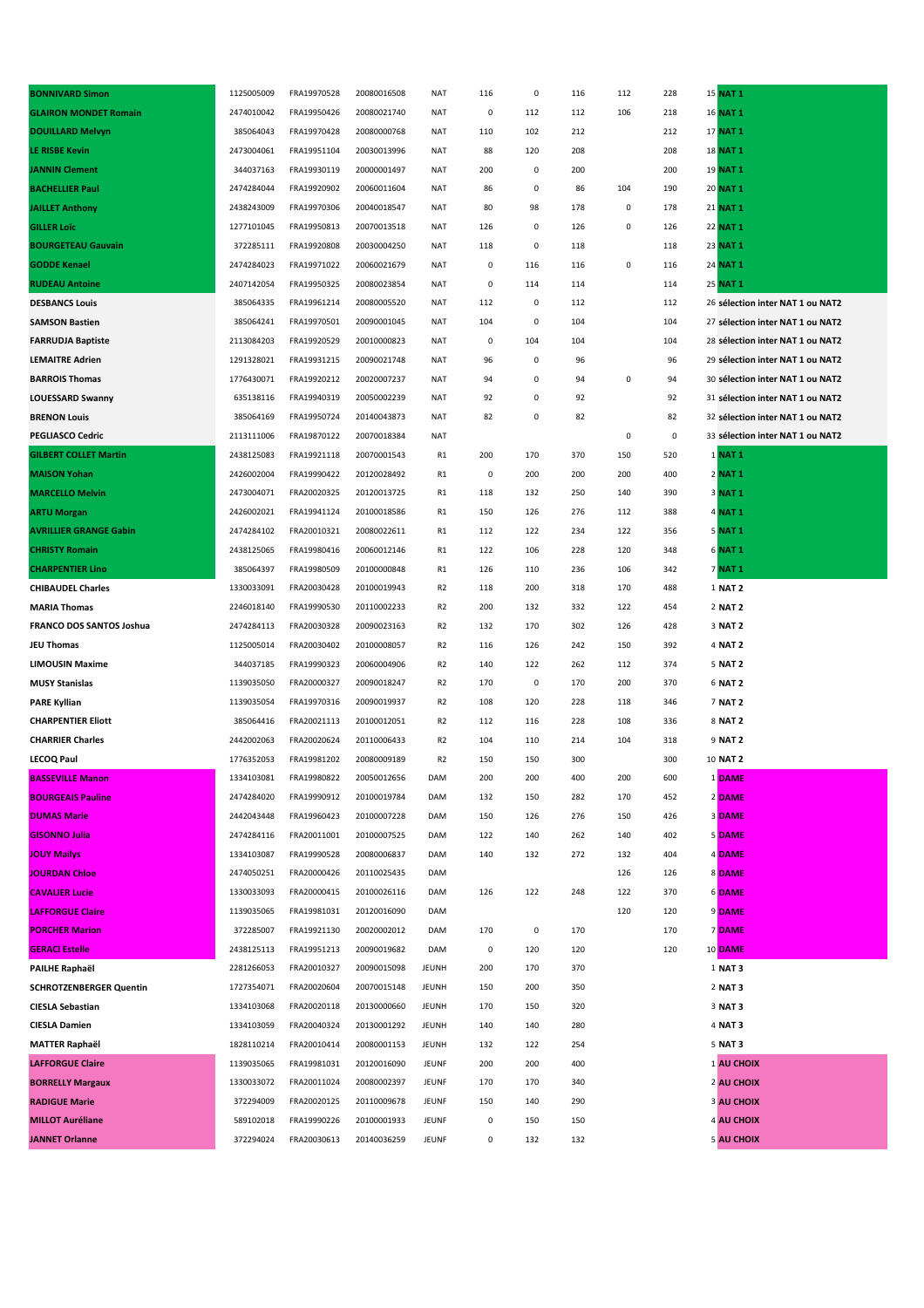| | | | | | | | | | | | |
|---|---|---|---|---|---|---|---|---|---|---|---|
| **BONNIVARD Simon** | 1125005009 | FRA19970528 | 20080016508 | NAT | 116 | 0 | 116 | 112 | 228 | 15 | **NAT 1** |
| **GLAIRON MONDET Romain** | 2474010042 | FRA19950426 | 20080021740 | NAT | 0 | 112 | 112 | 106 | 218 | 16 | **NAT 1** |
| **DOUILLARD Melvyn** | 385064043 | FRA19970428 | 20080000768 | NAT | 110 | 102 | 212 | | 212 | 17 | **NAT 1** |
| **LE RISBE Kevin** | 2473004061 | FRA19951104 | 20030013996 | NAT | 88 | 120 | 208 | | 208 | 18 | **NAT 1** |
| **JANNIN Clement** | 344037163 | FRA19930119 | 20000001497 | NAT | 200 | 0 | 200 | | 200 | 19 | **NAT 1** |
| **BACHELLIER Paul** | 2474284044 | FRA19920902 | 20060011604 | NAT | 86 | 0 | 86 | 104 | 190 | 20 | **NAT 1** |
| **JAILLET Anthony** | 2438243009 | FRA19970306 | 20040018547 | NAT | 80 | 98 | 178 | 0 | 178 | 21 | **NAT 1** |
| **GILLER Loic** | 1277101045 | FRA19950813 | 20070013518 | NAT | 126 | 0 | 126 | 0 | 126 | 22 | **NAT 1** |
| **BOURGETEAU Gauvain** | 372285111 | FRA19920808 | 20030004250 | NAT | 118 | 0 | 118 | | 118 | 23 | **NAT 1** |
| **GODDE Kenael** | 2474284023 | FRA19971022 | 20060021679 | NAT | 0 | 116 | 116 | 0 | 116 | 24 | **NAT 1** |
| **RUDEAU Antoine** | 2407142054 | FRA19950325 | 20080023854 | NAT | 0 | 114 | 114 | | 114 | 25 | **NAT 1** |
| **DESBANCS Louis** | 385064335 | FRA19961214 | 20080005520 | NAT | 112 | 0 | 112 | | 112 | 26 | **sélection inter NAT 1 ou NAT2** |
| **SAMSON Bastien** | 385064241 | FRA19970501 | 20090001045 | NAT | 104 | 0 | 104 | | 104 | 27 | **sélection inter NAT 1 ou NAT2** |
| **FARRUDJA Baptiste** | 2113084203 | FRA19920529 | 20010000823 | NAT | 0 | 104 | 104 | | 104 | 28 | **sélection inter NAT 1 ou NAT2** |
| **LEMAITRE Adrien** | 1291328021 | FRA19931215 | 20090021748 | NAT | 96 | 0 | 96 | | 96 | 29 | **sélection inter NAT 1 ou NAT2** |
| **BARROIS Thomas** | 1776430071 | FRA19920212 | 20020007237 | NAT | 94 | 0 | 94 | 0 | 94 | 30 | **sélection inter NAT 1 ou NAT2** |
| **LOUESSARD Swanny** | 635138116 | FRA19940319 | 20050002239 | NAT | 92 | 0 | 92 | | 92 | 31 | **sélection inter NAT 1 ou NAT2** |
| **BRENON Louis** | 385064169 | FRA19950724 | 20140043873 | NAT | 82 | 0 | 82 | | 82 | 32 | **sélection inter NAT 1 ou NAT2** |
| **PEGLIASCO Cedric** | 2113111006 | FRA19870122 | 20070018384 | NAT | | | | 0 | 0 | 33 | **sélection inter NAT 1 ou NAT2** |
| **GILBERT COLLET Martin** | 2438125083 | FRA19921118 | 20070001543 | R1 | 200 | 170 | 370 | 150 | 520 | 1 | **NAT 1** |
| **MAISON Yohan** | 2426002004 | FRA19990422 | 20120028492 | R1 | 0 | 200 | 200 | 200 | 400 | 2 | **NAT 1** |
| **MARCELLO Melvin** | 2473004071 | FRA20020325 | 20120013725 | R1 | 118 | 132 | 250 | 140 | 390 | 3 | **NAT 1** |
| **ARTU Morgan** | 2426002021 | FRA19941124 | 20100018586 | R1 | 150 | 126 | 276 | 112 | 388 | 4 | **NAT 1** |
| **AVRILLIER GRANGE Gabin** | 2474284102 | FRA20010321 | 20080022611 | R1 | 112 | 122 | 234 | 122 | 356 | 5 | **NAT 1** |
| **CHRISTY Romain** | 2438125065 | FRA19980416 | 20060012146 | R1 | 122 | 106 | 228 | 120 | 348 | 6 | **NAT 1** |
| **CHARPENTIER Lino** | 385064397 | FRA19980509 | 20100000848 | R1 | 126 | 110 | 236 | 106 | 342 | 7 | **NAT 1** |
| **CHIBAUDEL Charles** | 1330033091 | FRA20030428 | 20100019943 | R2 | 118 | 200 | 318 | 170 | 488 | 1 | **NAT 2** |
| **MARIA Thomas** | 2246018140 | FRA19990530 | 20110002233 | R2 | 200 | 132 | 332 | 122 | 454 | 2 | **NAT 2** |
| **FRANCO DOS SANTOS Joshua** | 2474284113 | FRA20030328 | 20090023163 | R2 | 132 | 170 | 302 | 126 | 428 | 3 | **NAT 2** |
| **JEU Thomas** | 1125005014 | FRA20030402 | 20100008057 | R2 | 116 | 126 | 242 | 150 | 392 | 4 | **NAT 2** |
| **LIMOUSIN Maxime** | 344037185 | FRA19990323 | 20060004906 | R2 | 140 | 122 | 262 | 112 | 374 | 5 | **NAT 2** |
| **MUSY Stanislas** | 1139035050 | FRA20000327 | 20090018247 | R2 | 170 | 0 | 170 | 200 | 370 | 6 | **NAT 2** |
| **PARE Kyllian** | 1139035054 | FRA19970316 | 20090019937 | R2 | 108 | 120 | 228 | 118 | 346 | 7 | **NAT 2** |
| **CHARPENTIER Eliott** | 385064416 | FRA20021113 | 20100012051 | R2 | 112 | 116 | 228 | 108 | 336 | 8 | **NAT 2** |
| **CHARRIER Charles** | 2442002063 | FRA20020624 | 20110006433 | R2 | 104 | 110 | 214 | 104 | 318 | 9 | **NAT 2** |
| **LECOQ Paul** | 1776352053 | FRA19981202 | 20080009189 | R2 | 150 | 150 | 300 | | 300 | 10 | **NAT 2** |
| **BASSEVILLE Manon** | 1334103081 | FRA19980822 | 20050012656 | DAM | 200 | 200 | 400 | 200 | 600 | 1 | **DAME** |
| **BOURGEAIS Pauline** | 2474284020 | FRA19990912 | 20100019784 | DAM | 132 | 150 | 282 | 170 | 452 | 2 | **DAME** |
| **DUMAS Marie** | 2442043448 | FRA19960423 | 20100007228 | DAM | 150 | 126 | 276 | 150 | 426 | 3 | **DAME** |
| **GISONNO Julia** | 2474284116 | FRA20011001 | 20100007525 | DAM | 122 | 140 | 262 | 140 | 402 | 5 | **DAME** |
| **JOUY Mailys** | 1334103087 | FRA19990528 | 20080006837 | DAM | 140 | 132 | 272 | 132 | 404 | 4 | **DAME** |
| **JOURDAN Chloe** | 2474050251 | FRA20000426 | 20110025435 | DAM | | | | 126 | 126 | 8 | **DAME** |
| **CAVALIER Lucie** | 1330033093 | FRA20000415 | 20100026116 | DAM | 126 | 122 | 248 | 122 | 370 | 6 | **DAME** |
| **LAFFORGUE Claire** | 1139035065 | FRA19981031 | 20120016090 | DAM | | | | 120 | 120 | 9 | **DAME** |
| **PORCHER Marion** | 372285007 | FRA19921130 | 20020002012 | DAM | 170 | 0 | 170 | | 170 | 7 | **DAME** |
| **GERACI Estelle** | 2438125113 | FRA19951213 | 20090019682 | DAM | 0 | 120 | 120 | | 120 | 10 | **DAME** |
| **PAILHE Raphaël** | 2281266053 | FRA20010327 | 20090015098 | JEUNH | 200 | 170 | 370 | | | 1 | **NAT 3** |
| **SCHROTZENBERGER Quentin** | 1727354071 | FRA20020604 | 20070015148 | JEUNH | 150 | 200 | 350 | | | 2 | **NAT 3** |
| **CIESLA Sebastian** | 1334103068 | FRA20020118 | 20130000660 | JEUNH | 170 | 150 | 320 | | | 3 | **NAT 3** |
| **CIESLA Damien** | 1334103059 | FRA20040324 | 20130001292 | JEUNH | 140 | 140 | 280 | | | 4 | **NAT 3** |
| **MATTER Raphaël** | 1828110214 | FRA20010414 | 20080001153 | JEUNH | 132 | 122 | 254 | | | 5 | **NAT 3** |
| **LAFFORGUE Claire** | 1139035065 | FRA19981031 | 20120016090 | JEUNF | 200 | 200 | 400 | | | 1 | **AU CHOIX** |
| **BORRELLY Margaux** | 1330033072 | FRA20011024 | 20080002397 | JEUNF | 170 | 170 | 340 | | | 2 | **AU CHOIX** |
| **RADIGUE Marie** | 372294009 | FRA20020125 | 20110009678 | JEUNF | 150 | 140 | 290 | | | 3 | **AU CHOIX** |
| **MILLOT Auréliane** | 589102018 | FRA19990226 | 20100001933 | JEUNF | 0 | 150 | 150 | | | 4 | **AU CHOIX** |
| **JANNET Orlanne** | 372294024 | FRA20030613 | 20140036259 | JEUNF | 0 | 132 | 132 | | | 5 | **AU CHOIX** |